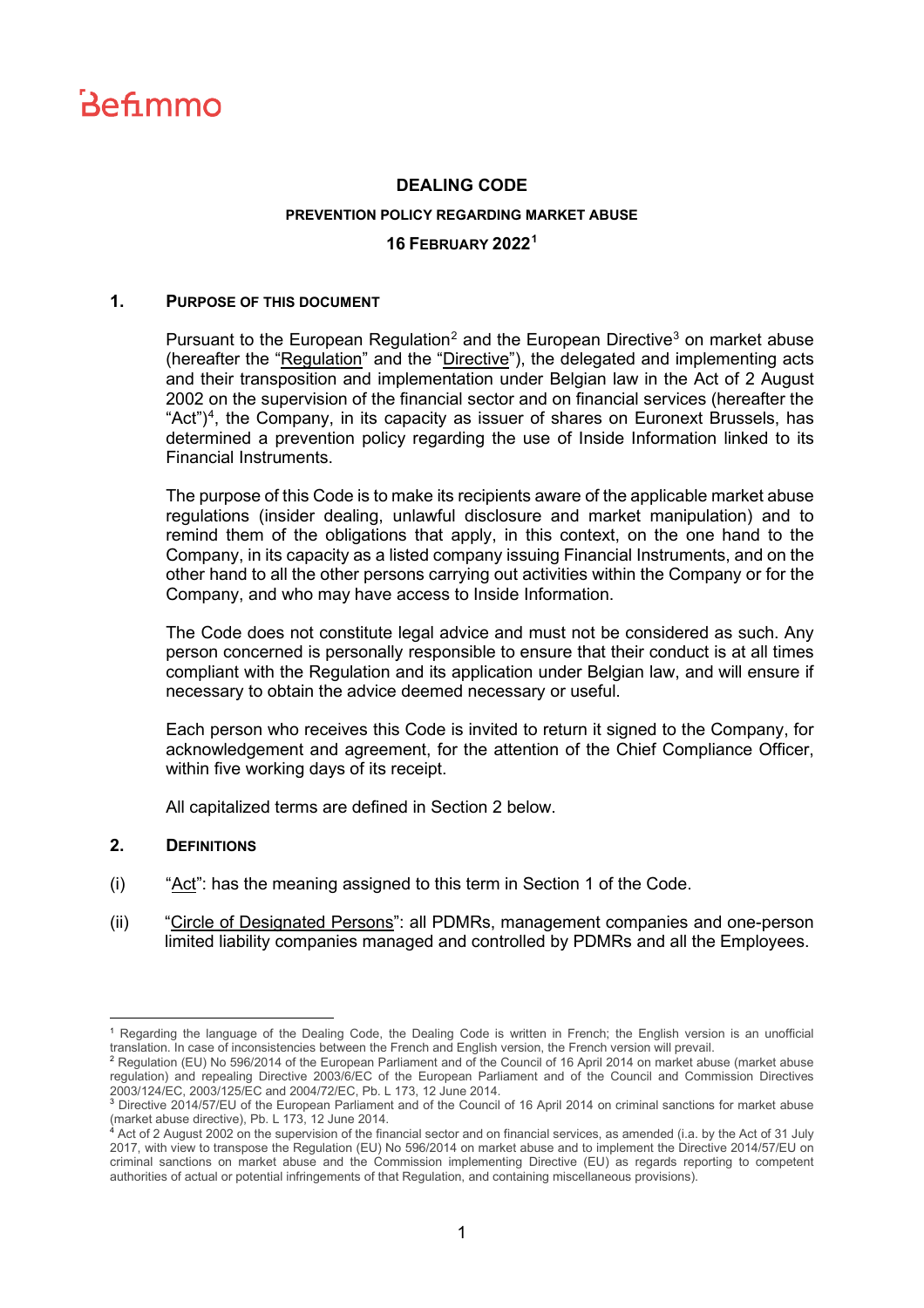Befimmo

# DEALING CODE

## PREVENTION POLICY REGARDING MARKET ABUSE

## 16 FEBRUARY 2022[1]

### 1. PURPOSE OF THIS DOCUMENT

Pursuant to the European Regulation[2] and the European Directive[3] on market abuse (hereafter the "Regulation" and the "Directive"), the delegated and implementing acts and their transposition and implementation under Belgian law in the Act of 2 August 2002 on the supervision of the financial sector and on financial services (hereafter the "Act")[4], the Company, in its capacity as issuer of shares on Euronext Brussels, has determined a prevention policy regarding the use of Inside Information linked to its Financial Instruments.

The purpose of this Code is to make its recipients aware of the applicable market abuse regulations (insider dealing, unlawful disclosure and market manipulation) and to remind them of the obligations that apply, in this context, on the one hand to the Company, in its capacity as a listed company issuing Financial Instruments, and on the other hand to all the other persons carrying out activities within the Company or for the Company, and who may have access to Inside Information.

The Code does not constitute legal advice and must not be considered as such. Any person concerned is personally responsible to ensure that their conduct is at all times compliant with the Regulation and its application under Belgian law, and will ensure if necessary to obtain the advice deemed necessary or useful.

Each person who receives this Code is invited to return it signed to the Company, for acknowledgement and agreement, for the attention of the Chief Compliance Officer, within five working days of its receipt.

All capitalized terms are defined in Section 2 below.

### 2. DEFINITIONS

(i) "Act": has the meaning assigned to this term in Section 1 of the Code.

(ii) "Circle of Designated Persons": all PDMRs, management companies and one-person limited liability companies managed and controlled by PDMRs and all the Employees.

---

[1] Regarding the language of the Dealing Code, the Dealing Code is written in French; the English version is an unofficial translation. In case of inconsistencies between the French and English version, the French version will prevail.

[2] Regulation (EU) No 596/2014 of the European Parliament and of the Council of 16 April 2014 on market abuse (market abuse regulation) and repealing Directive 2003/6/EC of the European Parliament and of the Council and Commission Directives 2003/124/EC, 2003/125/EC and 2004/72/EC, Pb. L 173, 12 June 2014.

[3] Directive 2014/57/EU of the European Parliament and of the Council of 16 April 2014 on criminal sanctions for market abuse (market abuse directive), Pb. L 173, 12 June 2014.

[4] Act of 2 August 2002 on the supervision of the financial sector and on financial services, as amended (i.a. by the Act of 31 July 2017, with view to transpose the Regulation (EU) No 596/2014 on market abuse and to implement the Directive 2014/57/EU on criminal sanctions on market abuse and the Commission implementing Directive (EU) as regards reporting to competent authorities of actual or potential infringements of that Regulation, and containing miscellaneous provisions).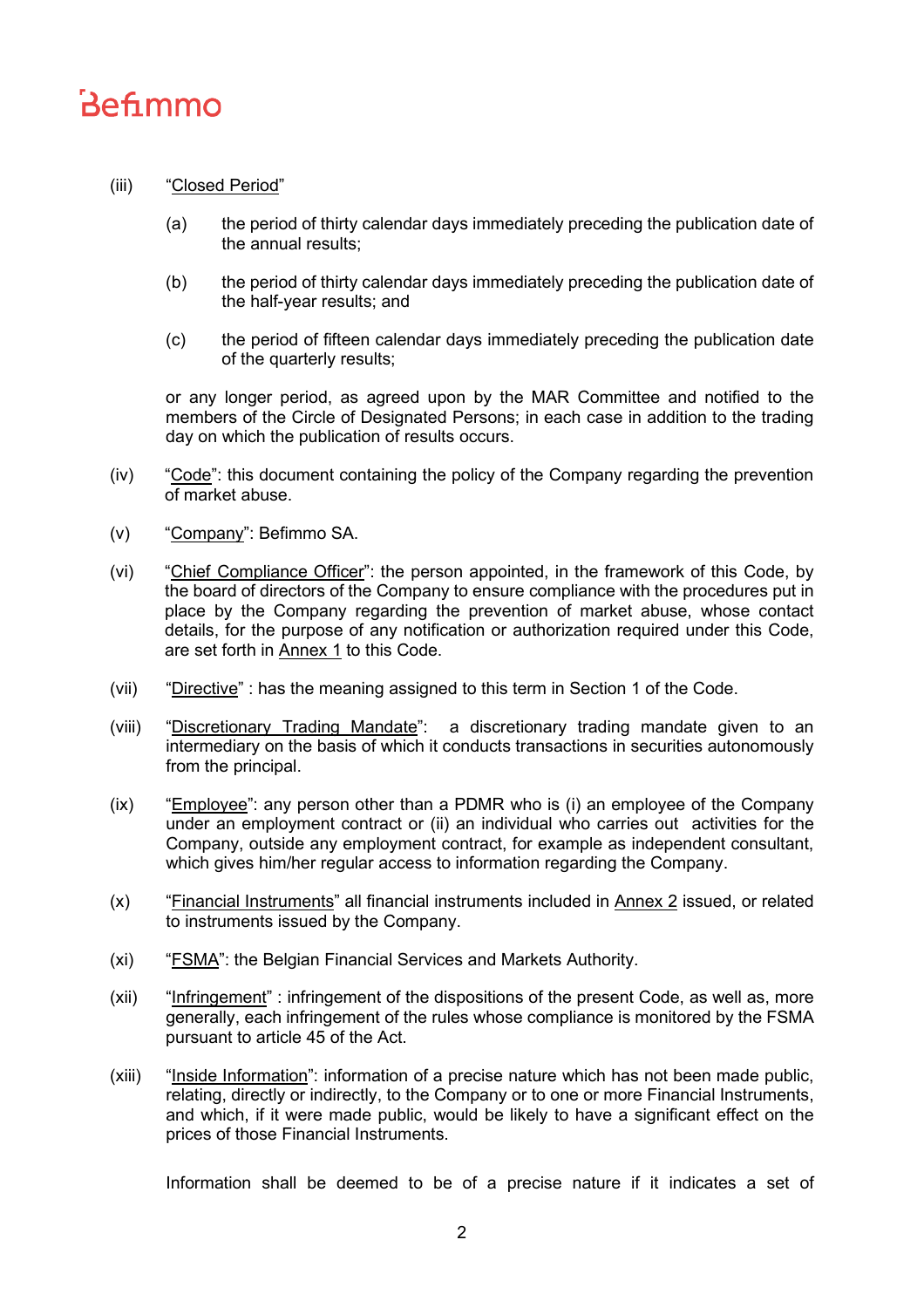(iii) "Closed Period"

(a) the period of thirty calendar days immediately preceding the publication date of the annual results;

(b) the period of thirty calendar days immediately preceding the publication date of the half-year results; and

(c) the period of fifteen calendar days immediately preceding the publication date of the quarterly results;

or any longer period, as agreed upon by the MAR Committee and notified to the members of the Circle of Designated Persons; in each case in addition to the trading day on which the publication of results occurs.

(iv) "Code": this document containing the policy of the Company regarding the prevention of market abuse.

(v) "Company": Befimmo SA.

(vi) "Chief Compliance Officer": the person appointed, in the framework of this Code, by the board of directors of the Company to ensure compliance with the procedures put in place by the Company regarding the prevention of market abuse, whose contact details, for the purpose of any notification or authorization required under this Code, are set forth in Annex 1 to this Code.

(vii) "Directive" : has the meaning assigned to this term in Section 1 of the Code.

(viii) "Discretionary Trading Mandate": a discretionary trading mandate given to an intermediary on the basis of which it conducts transactions in securities autonomously from the principal.

(ix) "Employee": any person other than a PDMR who is (i) an employee of the Company under an employment contract or (ii) an individual who carries out activities for the Company, outside any employment contract, for example as independent consultant, which gives him/her regular access to information regarding the Company.

(x) "Financial Instruments" all financial instruments included in Annex 2 issued, or related to instruments issued by the Company.

(xi) "FSMA": the Belgian Financial Services and Markets Authority.

(xii) "Infringement" : infringement of the dispositions of the present Code, as well as, more generally, each infringement of the rules whose compliance is monitored by the FSMA pursuant to article 45 of the Act.

(xiii) "Inside Information": information of a precise nature which has not been made public, relating, directly or indirectly, to the Company or to one or more Financial Instruments, and which, if it were made public, would be likely to have a significant effect on the prices of those Financial Instruments.

Information shall be deemed to be of a precise nature if it indicates a set of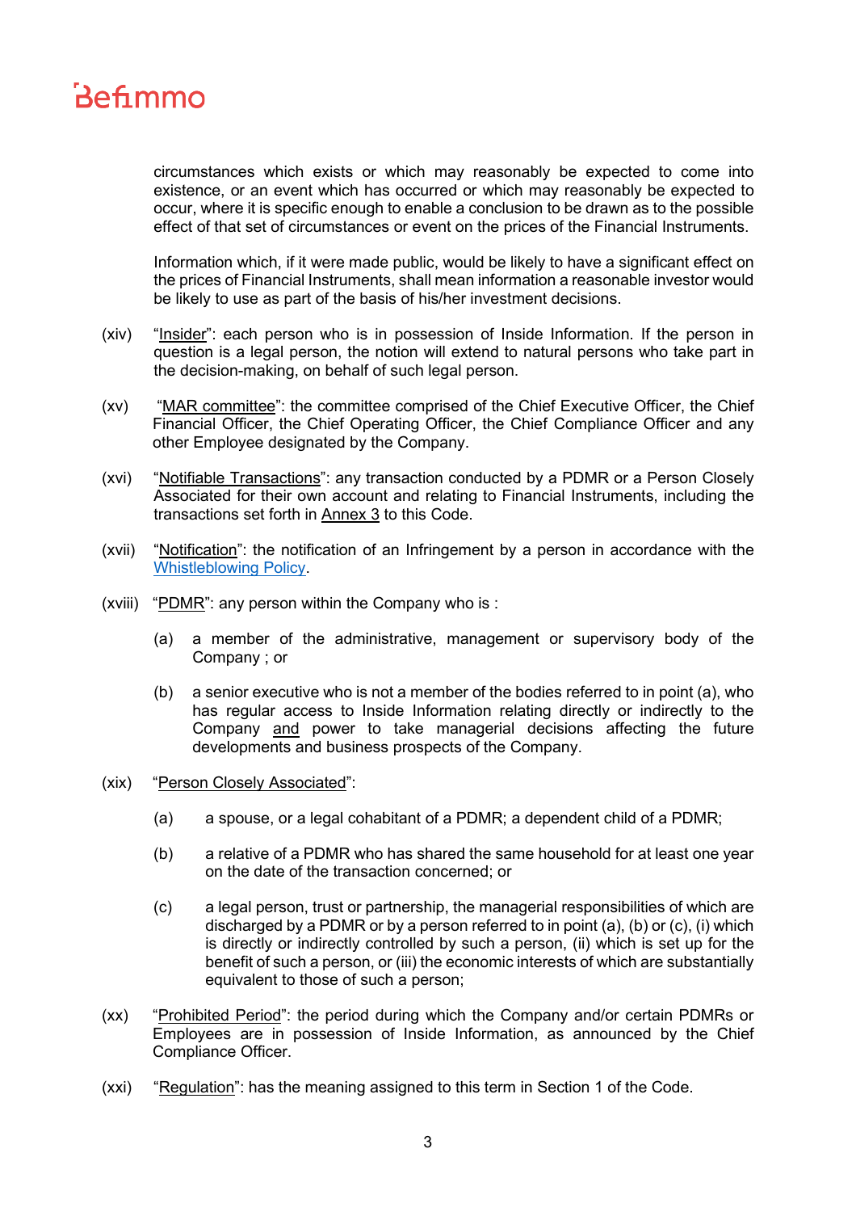circumstances which exists or which may reasonably be expected to come into existence, or an event which has occurred or which may reasonably be expected to occur, where it is specific enough to enable a conclusion to be drawn as to the possible effect of that set of circumstances or event on the prices of the Financial Instruments.

Information which, if it were made public, would be likely to have a significant effect on the prices of Financial Instruments, shall mean information a reasonable investor would be likely to use as part of the basis of his/her investment decisions.

(xiv) "Insider": each person who is in possession of Inside Information. If the person in question is a legal person, the notion will extend to natural persons who take part in the decision-making, on behalf of such legal person.

(xv) "MAR committee": the committee comprised of the Chief Executive Officer, the Chief Financial Officer, the Chief Operating Officer, the Chief Compliance Officer and any other Employee designated by the Company.

(xvi) "Notifiable Transactions": any transaction conducted by a PDMR or a Person Closely Associated for their own account and relating to Financial Instruments, including the transactions set forth in Annex 3 to this Code.

(xvii) "Notification": the notification of an Infringement by a person in accordance with the Whistleblowing Policy.

(xviii) "PDMR": any person within the Company who is :

(a) a member of the administrative, management or supervisory body of the Company ; or

(b) a senior executive who is not a member of the bodies referred to in point (a), who has regular access to Inside Information relating directly or indirectly to the Company and power to take managerial decisions affecting the future developments and business prospects of the Company.

(xix) "Person Closely Associated":

(a) a spouse, or a legal cohabitant of a PDMR; a dependent child of a PDMR;

(b) a relative of a PDMR who has shared the same household for at least one year on the date of the transaction concerned; or

(c) a legal person, trust or partnership, the managerial responsibilities of which are discharged by a PDMR or by a person referred to in point (a), (b) or (c), (i) which is directly or indirectly controlled by such a person, (ii) which is set up for the benefit of such a person, or (iii) the economic interests of which are substantially equivalent to those of such a person;

(xx) "Prohibited Period": the period during which the Company and/or certain PDMRs or Employees are in possession of Inside Information, as announced by the Chief Compliance Officer.

(xxi) "Regulation": has the meaning assigned to this term in Section 1 of the Code.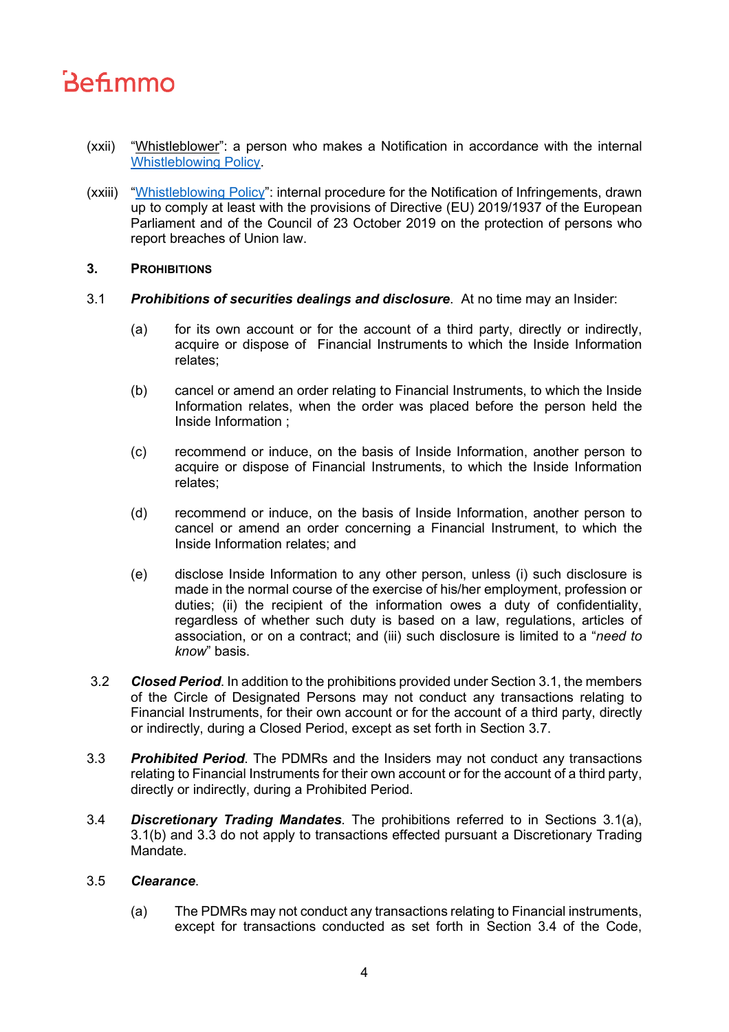(xxii) "Whistleblower": a person who makes a Notification in accordance with the internal Whistleblowing Policy.

(xxiii) "Whistleblowing Policy": internal procedure for the Notification of Infringements, drawn up to comply at least with the provisions of Directive (EU) 2019/1937 of the European Parliament and of the Council of 23 October 2019 on the protection of persons who report breaches of Union law.

## 3. PROHIBITIONS

3.1 ***Prohibitions of securities dealings and disclosure***. At no time may an Insider:

(a) for its own account or for the account of a third party, directly or indirectly, acquire or dispose of Financial Instruments to which the Inside Information relates;

(b) cancel or amend an order relating to Financial Instruments, to which the Inside Information relates, when the order was placed before the person held the Inside Information ;

(c) recommend or induce, on the basis of Inside Information, another person to acquire or dispose of Financial Instruments, to which the Inside Information relates;

(d) recommend or induce, on the basis of Inside Information, another person to cancel or amend an order concerning a Financial Instrument, to which the Inside Information relates; and

(e) disclose Inside Information to any other person, unless (i) such disclosure is made in the normal course of the exercise of his/her employment, profession or duties; (ii) the recipient of the information owes a duty of confidentiality, regardless of whether such duty is based on a law, regulations, articles of association, or on a contract; and (iii) such disclosure is limited to a "*need to know*" basis.

3.2 ***Closed Period***. In addition to the prohibitions provided under Section 3.1, the members of the Circle of Designated Persons may not conduct any transactions relating to Financial Instruments, for their own account or for the account of a third party, directly or indirectly, during a Closed Period, except as set forth in Section 3.7.

3.3 ***Prohibited Period***. The PDMRs and the Insiders may not conduct any transactions relating to Financial Instruments for their own account or for the account of a third party, directly or indirectly, during a Prohibited Period.

3.4 ***Discretionary Trading Mandates***. The prohibitions referred to in Sections 3.1(a), 3.1(b) and 3.3 do not apply to transactions effected pursuant a Discretionary Trading Mandate.

3.5 ***Clearance***.

(a) The PDMRs may not conduct any transactions relating to Financial instruments, except for transactions conducted as set forth in Section 3.4 of the Code,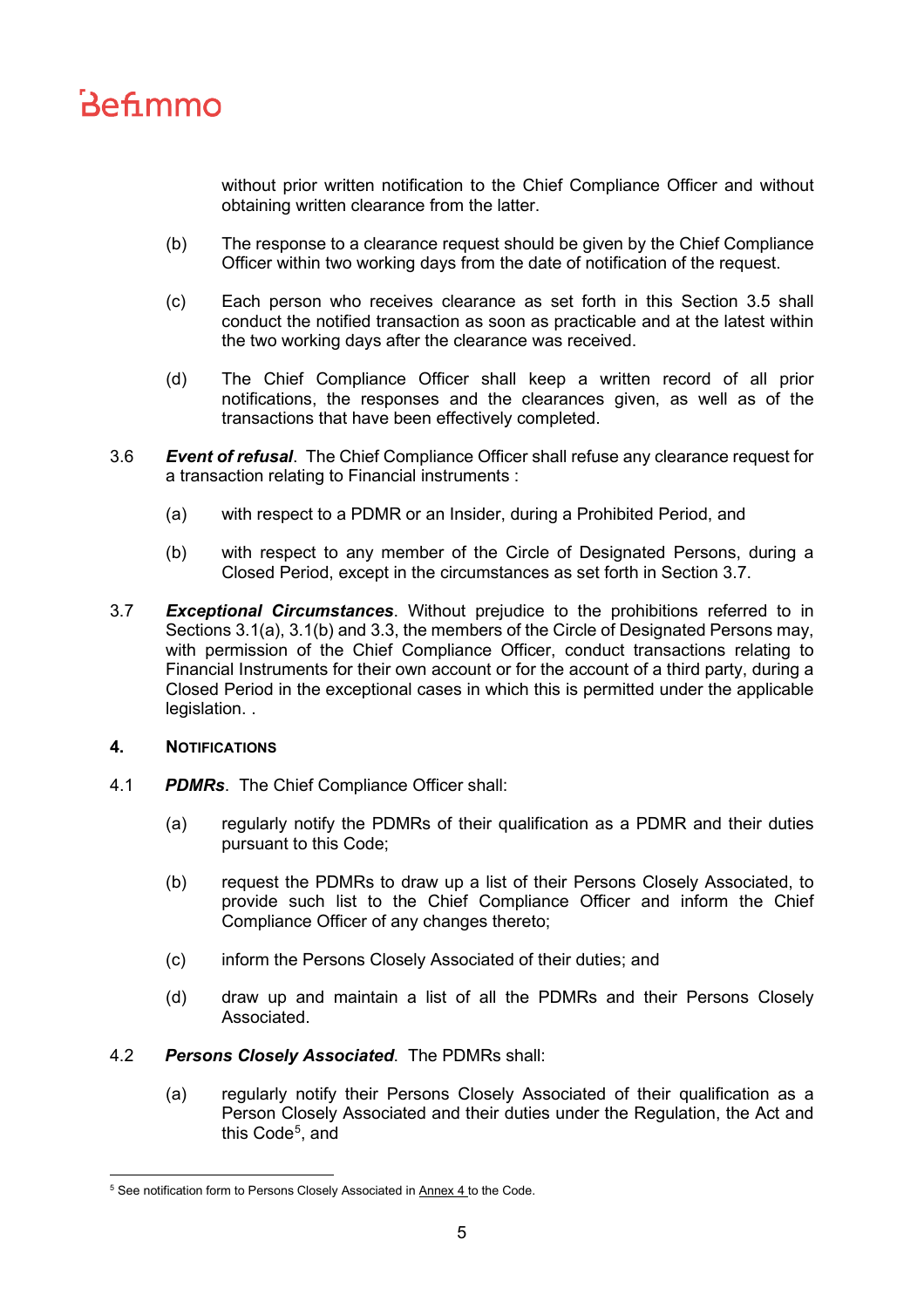without prior written notification to the Chief Compliance Officer and without obtaining written clearance from the latter.

(b) The response to a clearance request should be given by the Chief Compliance Officer within two working days from the date of notification of the request.

(c) Each person who receives clearance as set forth in this Section 3.5 shall conduct the notified transaction as soon as practicable and at the latest within the two working days after the clearance was received.

(d) The Chief Compliance Officer shall keep a written record of all prior notifications, the responses and the clearances given, as well as of the transactions that have been effectively completed.

3.6 ***Event of refusal***. The Chief Compliance Officer shall refuse any clearance request for a transaction relating to Financial instruments :

(a) with respect to a PDMR or an Insider, during a Prohibited Period, and

(b) with respect to any member of the Circle of Designated Persons, during a Closed Period, except in the circumstances as set forth in Section 3.7.

3.7 ***Exceptional Circumstances***. Without prejudice to the prohibitions referred to in Sections 3.1(a), 3.1(b) and 3.3, the members of the Circle of Designated Persons may, with permission of the Chief Compliance Officer, conduct transactions relating to Financial Instruments for their own account or for the account of a third party, during a Closed Period in the exceptional cases in which this is permitted under the applicable legislation. .

## 4. NOTIFICATIONS

4.1 ***PDMRs***. The Chief Compliance Officer shall:

(a) regularly notify the PDMRs of their qualification as a PDMR and their duties pursuant to this Code;

(b) request the PDMRs to draw up a list of their Persons Closely Associated, to provide such list to the Chief Compliance Officer and inform the Chief Compliance Officer of any changes thereto;

(c) inform the Persons Closely Associated of their duties; and

(d) draw up and maintain a list of all the PDMRs and their Persons Closely Associated.

4.2 ***Persons Closely Associated***. The PDMRs shall:

(a) regularly notify their Persons Closely Associated of their qualification as a Person Closely Associated and their duties under the Regulation, the Act and this Code[5], and

[5] See notification form to Persons Closely Associated in Annex 4 to the Code.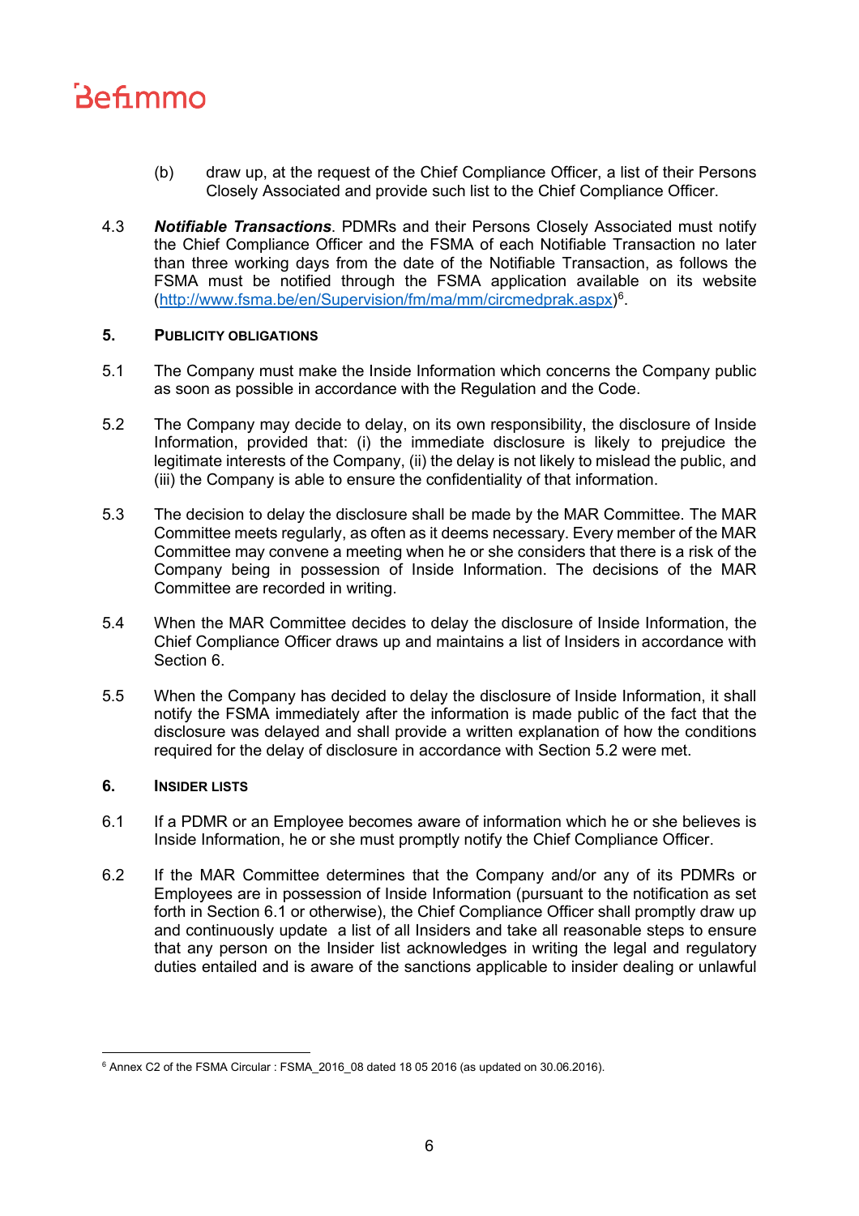(b) draw up, at the request of the Chief Compliance Officer, a list of their Persons Closely Associated and provide such list to the Chief Compliance Officer.

4.3 ***Notifiable Transactions***. PDMRs and their Persons Closely Associated must notify the Chief Compliance Officer and the FSMA of each Notifiable Transaction no later than three working days from the date of the Notifiable Transaction, as follows the FSMA must be notified through the FSMA application available on its website (http://www.fsma.be/en/Supervision/fm/ma/mm/circmedprak.aspx)[6].

## 5. PUBLICITY OBLIGATIONS

5.1 The Company must make the Inside Information which concerns the Company public as soon as possible in accordance with the Regulation and the Code.

5.2 The Company may decide to delay, on its own responsibility, the disclosure of Inside Information, provided that: (i) the immediate disclosure is likely to prejudice the legitimate interests of the Company, (ii) the delay is not likely to mislead the public, and (iii) the Company is able to ensure the confidentiality of that information.

5.3 The decision to delay the disclosure shall be made by the MAR Committee. The MAR Committee meets regularly, as often as it deems necessary. Every member of the MAR Committee may convene a meeting when he or she considers that there is a risk of the Company being in possession of Inside Information. The decisions of the MAR Committee are recorded in writing.

5.4 When the MAR Committee decides to delay the disclosure of Inside Information, the Chief Compliance Officer draws up and maintains a list of Insiders in accordance with Section 6.

5.5 When the Company has decided to delay the disclosure of Inside Information, it shall notify the FSMA immediately after the information is made public of the fact that the disclosure was delayed and shall provide a written explanation of how the conditions required for the delay of disclosure in accordance with Section 5.2 were met.

## 6. INSIDER LISTS

6.1 If a PDMR or an Employee becomes aware of information which he or she believes is Inside Information, he or she must promptly notify the Chief Compliance Officer.

6.2 If the MAR Committee determines that the Company and/or any of its PDMRs or Employees are in possession of Inside Information (pursuant to the notification as set forth in Section 6.1 or otherwise), the Chief Compliance Officer shall promptly draw up and continuously update a list of all Insiders and take all reasonable steps to ensure that any person on the Insider list acknowledges in writing the legal and regulatory duties entailed and is aware of the sanctions applicable to insider dealing or unlawful

---

[6] Annex C2 of the FSMA Circular : FSMA_2016_08 dated 18 05 2016 (as updated on 30.06.2016).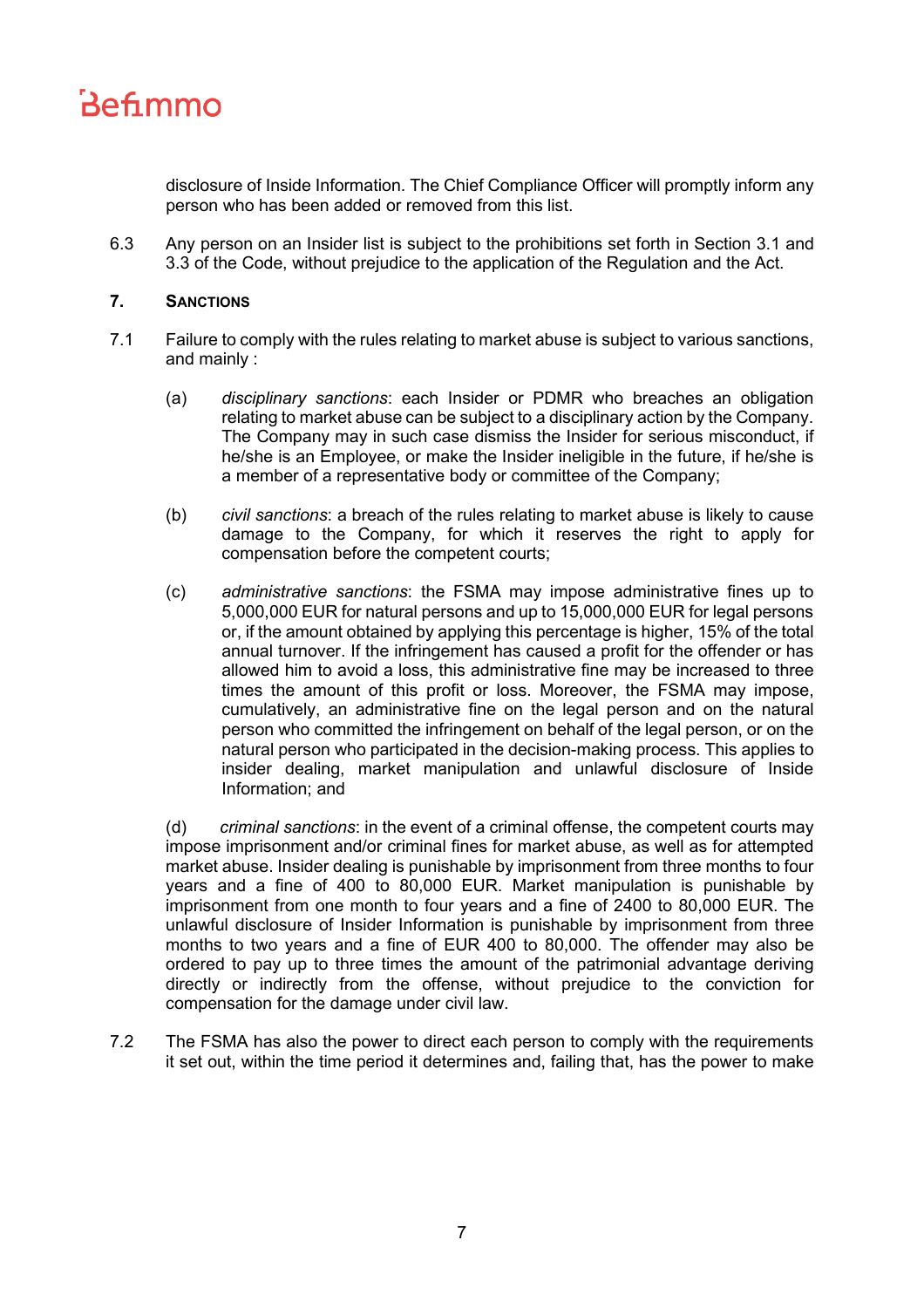disclosure of Inside Information. The Chief Compliance Officer will promptly inform any person who has been added or removed from this list.

6.3 Any person on an Insider list is subject to the prohibitions set forth in Section 3.1 and 3.3 of the Code, without prejudice to the application of the Regulation and the Act.

## 7. SANCTIONS

7.1 Failure to comply with the rules relating to market abuse is subject to various sanctions, and mainly :

(a) *disciplinary sanctions*: each Insider or PDMR who breaches an obligation relating to market abuse can be subject to a disciplinary action by the Company. The Company may in such case dismiss the Insider for serious misconduct, if he/she is an Employee, or make the Insider ineligible in the future, if he/she is a member of a representative body or committee of the Company;

(b) *civil sanctions*: a breach of the rules relating to market abuse is likely to cause damage to the Company, for which it reserves the right to apply for compensation before the competent courts;

(c) *administrative sanctions*: the FSMA may impose administrative fines up to 5,000,000 EUR for natural persons and up to 15,000,000 EUR for legal persons or, if the amount obtained by applying this percentage is higher, 15% of the total annual turnover. If the infringement has caused a profit for the offender or has allowed him to avoid a loss, this administrative fine may be increased to three times the amount of this profit or loss. Moreover, the FSMA may impose, cumulatively, an administrative fine on the legal person and on the natural person who committed the infringement on behalf of the legal person, or on the natural person who participated in the decision-making process. This applies to insider dealing, market manipulation and unlawful disclosure of Inside Information; and

(d) *criminal sanctions*: in the event of a criminal offense, the competent courts may impose imprisonment and/or criminal fines for market abuse, as well as for attempted market abuse. Insider dealing is punishable by imprisonment from three months to four years and a fine of 400 to 80,000 EUR. Market manipulation is punishable by imprisonment from one month to four years and a fine of 2400 to 80,000 EUR. The unlawful disclosure of Insider Information is punishable by imprisonment from three months to two years and a fine of EUR 400 to 80,000. The offender may also be ordered to pay up to three times the amount of the patrimonial advantage deriving directly or indirectly from the offense, without prejudice to the conviction for compensation for the damage under civil law.

7.2 The FSMA has also the power to direct each person to comply with the requirements it set out, within the time period it determines and, failing that, has the power to make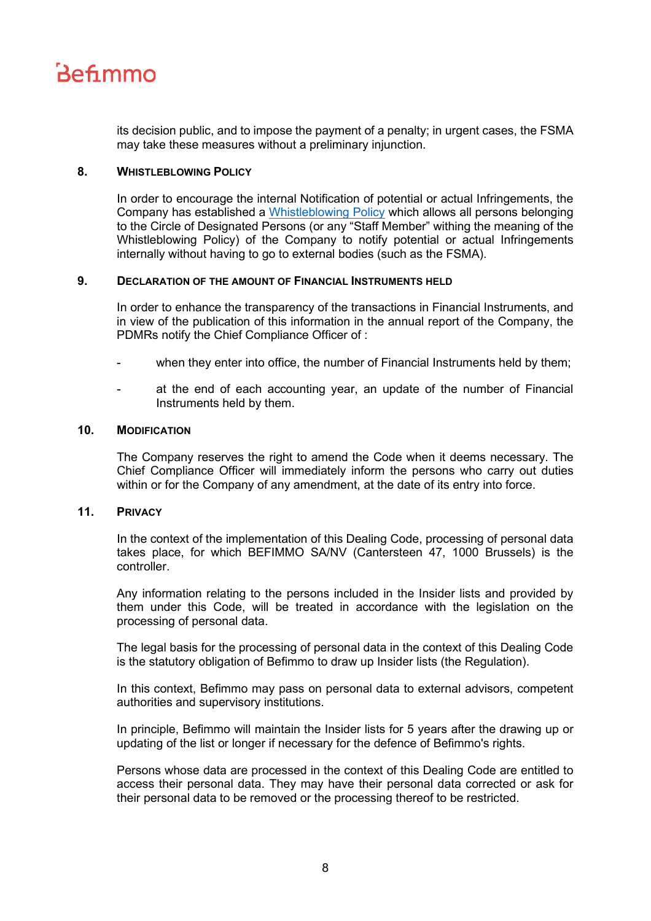its decision public, and to impose the payment of a penalty; in urgent cases, the FSMA may take these measures without a preliminary injunction.

## 8. Whistleblowing Policy

In order to encourage the internal Notification of potential or actual Infringements, the Company has established a Whistleblowing Policy which allows all persons belonging to the Circle of Designated Persons (or any "Staff Member" withing the meaning of the Whistleblowing Policy) of the Company to notify potential or actual Infringements internally without having to go to external bodies (such as the FSMA).

## 9. Declaration of the amount of Financial Instruments held

In order to enhance the transparency of the transactions in Financial Instruments, and in view of the publication of this information in the annual report of the Company, the PDMRs notify the Chief Compliance Officer of :

- when they enter into office, the number of Financial Instruments held by them;
- at the end of each accounting year, an update of the number of Financial Instruments held by them.

## 10. Modification

The Company reserves the right to amend the Code when it deems necessary. The Chief Compliance Officer will immediately inform the persons who carry out duties within or for the Company of any amendment, at the date of its entry into force.

## 11. Privacy

In the context of the implementation of this Dealing Code, processing of personal data takes place, for which BEFIMMO SA/NV (Cantersteen 47, 1000 Brussels) is the controller.

Any information relating to the persons included in the Insider lists and provided by them under this Code, will be treated in accordance with the legislation on the processing of personal data.

The legal basis for the processing of personal data in the context of this Dealing Code is the statutory obligation of Befimmo to draw up Insider lists (the Regulation).

In this context, Befimmo may pass on personal data to external advisors, competent authorities and supervisory institutions.

In principle, Befimmo will maintain the Insider lists for 5 years after the drawing up or updating of the list or longer if necessary for the defence of Befimmo's rights.

Persons whose data are processed in the context of this Dealing Code are entitled to access their personal data. They may have their personal data corrected or ask for their personal data to be removed or the processing thereof to be restricted.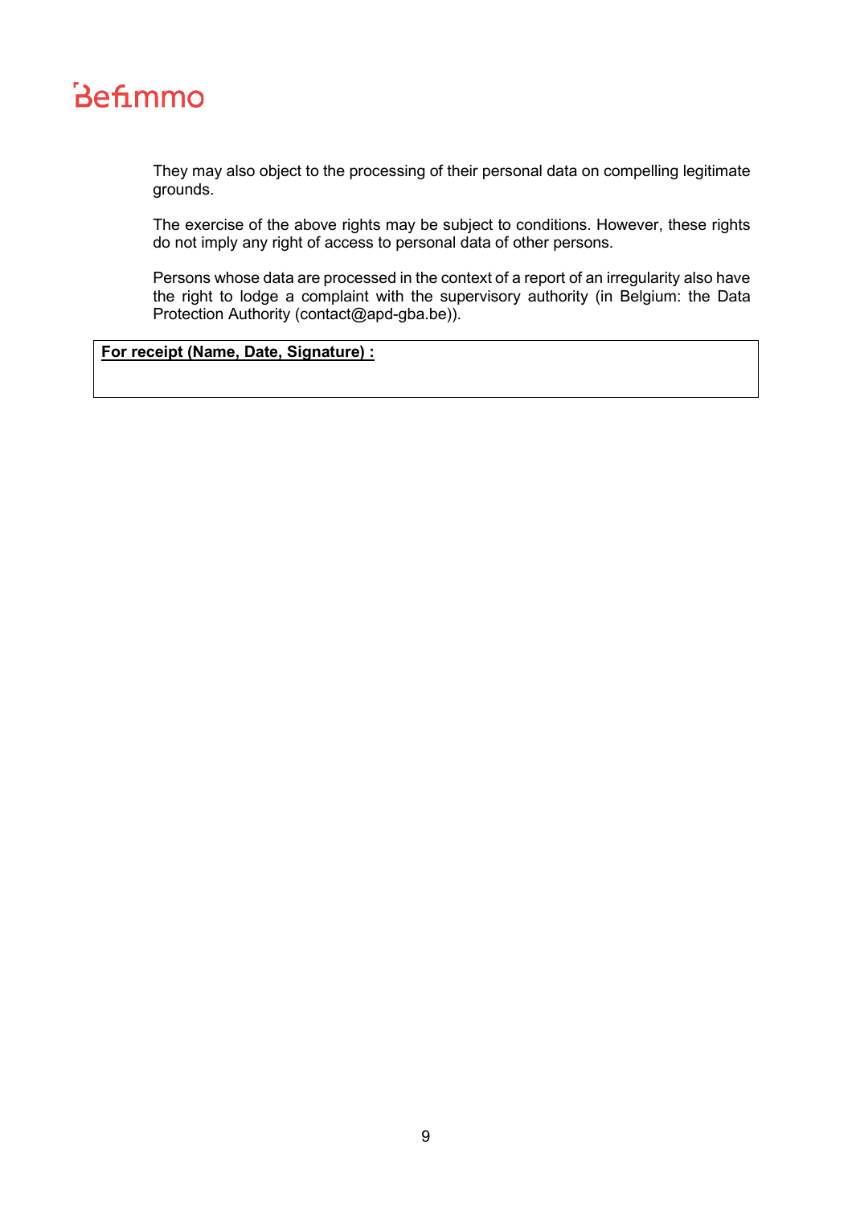They may also object to the processing of their personal data on compelling legitimate grounds.

The exercise of the above rights may be subject to conditions. However, these rights do not imply any right of access to personal data of other persons.

Persons whose data are processed in the context of a report of an irregularity also have the right to lodge a complaint with the supervisory authority (in Belgium: the Data Protection Authority (contact@apd-gba.be)).

| **For receipt (Name, Date, Signature) :** |
| --- |
| |